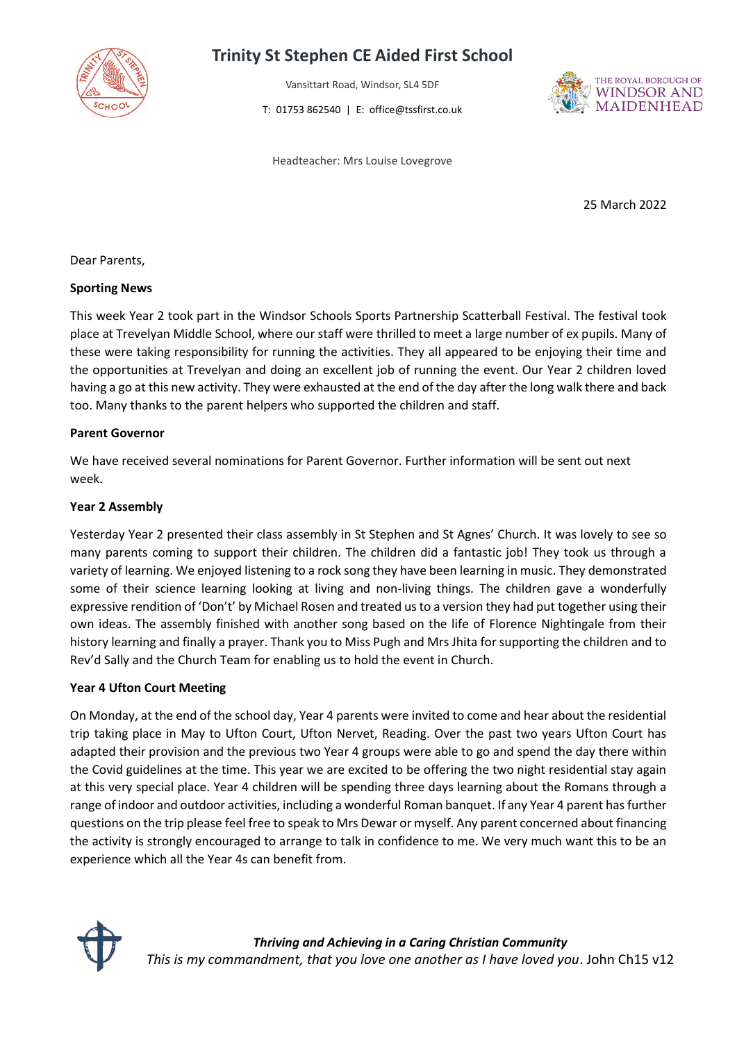# Trinity St Stephen CE Aided First School

Vansittart Road, Windsor, SL4 5DF

T: 01753 862540 | E: office@tssfirst.co.uk

Headteacher: Mrs Louise Lovegrove

25 March 2022

Dear Parents,

**Sporting News**

This week Year 2 took part in the Windsor Schools Sports Partnership Scatterball Festival. The festival took place at Trevelyan Middle School, where our staff were thrilled to meet a large number of ex pupils. Many of these were taking responsibility for running the activities. They all appeared to be enjoying their time and the opportunities at Trevelyan and doing an excellent job of running the event. Our Year 2 children loved having a go at this new activity. They were exhausted at the end of the day after the long walk there and back too. Many thanks to the parent helpers who supported the children and staff.

**Parent Governor**

We have received several nominations for Parent Governor. Further information will be sent out next week.

**Year 2 Assembly**

Yesterday Year 2 presented their class assembly in St Stephen and St Agnes' Church. It was lovely to see so many parents coming to support their children. The children did a fantastic job! They took us through a variety of learning. We enjoyed listening to a rock song they have been learning in music. They demonstrated some of their science learning looking at living and non-living things. The children gave a wonderfully expressive rendition of 'Don't' by Michael Rosen and treated us to a version they had put together using their own ideas. The assembly finished with another song based on the life of Florence Nightingale from their history learning and finally a prayer. Thank you to Miss Pugh and Mrs Jhita for supporting the children and to Rev'd Sally and the Church Team for enabling us to hold the event in Church.

**Year 4 Ufton Court Meeting**

On Monday, at the end of the school day, Year 4 parents were invited to come and hear about the residential trip taking place in May to Ufton Court, Ufton Nervet, Reading. Over the past two years Ufton Court has adapted their provision and the previous two Year 4 groups were able to go and spend the day there within the Covid guidelines at the time. This year we are excited to be offering the two night residential stay again at this very special place. Year 4 children will be spending three days learning about the Romans through a range of indoor and outdoor activities, including a wonderful Roman banquet. If any Year 4 parent has further questions on the trip please feel free to speak to Mrs Dewar or myself. Any parent concerned about financing the activity is strongly encouraged to arrange to talk in confidence to me. We very much want this to be an experience which all the Year 4s can benefit from.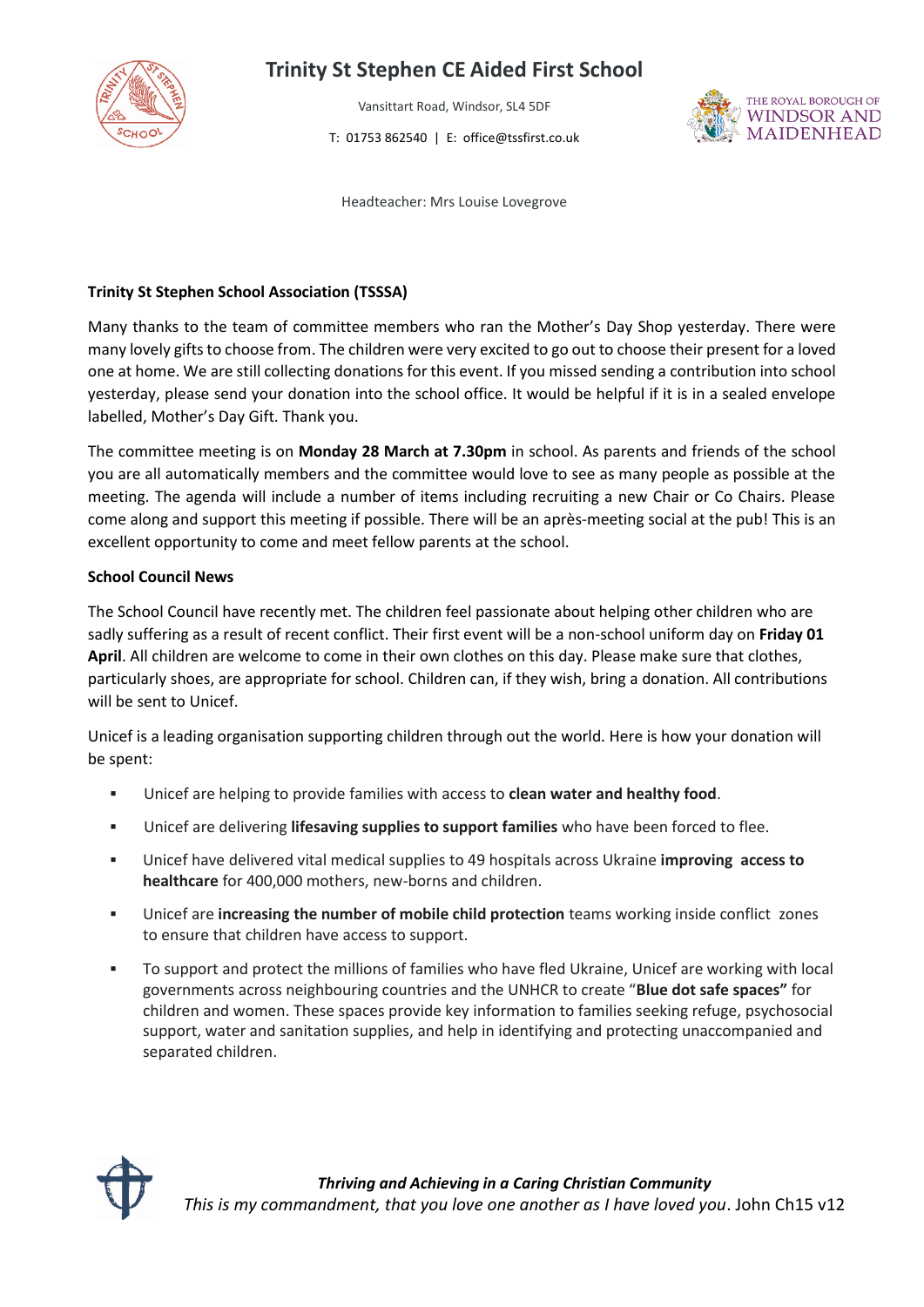# Trinity St Stephen CE Aided First School

Vansittart Road, Windsor, SL4 5DF

T: 01753 862540 | E: office@tssfirst.co.uk

Headteacher: Mrs Louise Lovegrove

**Trinity St Stephen School Association (TSSSA)**

Many thanks to the team of committee members who ran the Mother's Day Shop yesterday. There were many lovely gifts to choose from. The children were very excited to go out to choose their present for a loved one at home. We are still collecting donations for this event. If you missed sending a contribution into school yesterday, please send your donation into the school office. It would be helpful if it is in a sealed envelope labelled, Mother's Day Gift. Thank you.

The committee meeting is on **Monday 28 March at 7.30pm** in school. As parents and friends of the school you are all automatically members and the committee would love to see as many people as possible at the meeting. The agenda will include a number of items including recruiting a new Chair or Co Chairs. Please come along and support this meeting if possible. There will be an après-meeting social at the pub! This is an excellent opportunity to come and meet fellow parents at the school.

**School Council News**

The School Council have recently met. The children feel passionate about helping other children who are sadly suffering as a result of recent conflict. Their first event will be a non-school uniform day on **Friday 01 April**. All children are welcome to come in their own clothes on this day. Please make sure that clothes, particularly shoes, are appropriate for school. Children can, if they wish, bring a donation. All contributions will be sent to Unicef.

Unicef is a leading organisation supporting children through out the world. Here is how your donation will be spent:

- Unicef are helping to provide families with access to **clean water and healthy food**.
- Unicef are delivering **lifesaving supplies to support families** who have been forced to flee.
- Unicef have delivered vital medical supplies to 49 hospitals across Ukraine **improving access to healthcare** for 400,000 mothers, new-borns and children.
- Unicef are **increasing the number of mobile child protection** teams working inside conflict zones to ensure that children have access to support.
- To support and protect the millions of families who have fled Ukraine, Unicef are working with local governments across neighbouring countries and the UNHCR to create "**Blue dot safe spaces"** for children and women. These spaces provide key information to families seeking refuge, psychosocial support, water and sanitation supplies, and help in identifying and protecting unaccompanied and separated children.

***Thriving and Achieving in a Caring Christian Community***

*This is my commandment, that you love one another as I have loved you*. John Ch15 v12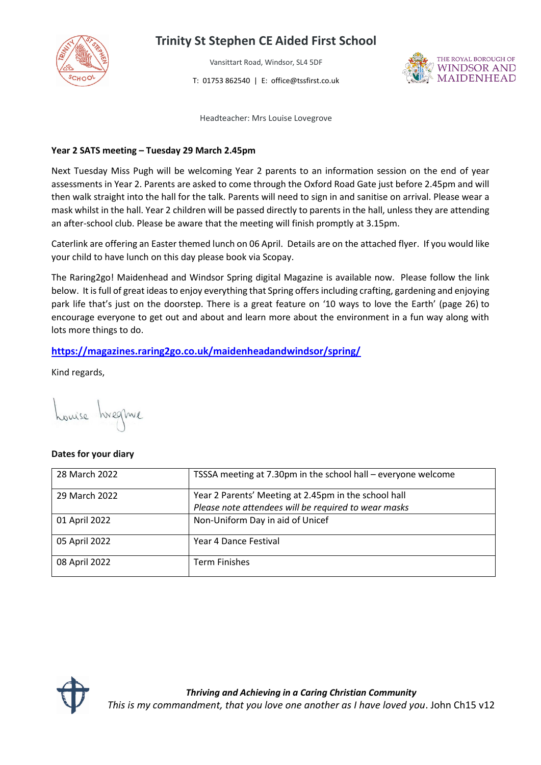# Trinity St Stephen CE Aided First School

Vansittart Road, Windsor, SL4 5DF

T: 01753 862540 | E: office@tssfirst.co.uk

Headteacher: Mrs Louise Lovegrove

**Year 2 SATS meeting – Tuesday 29 March 2.45pm**

Next Tuesday Miss Pugh will be welcoming Year 2 parents to an information session on the end of year assessments in Year 2. Parents are asked to come through the Oxford Road Gate just before 2.45pm and will then walk straight into the hall for the talk. Parents will need to sign in and sanitise on arrival. Please wear a mask whilst in the hall. Year 2 children will be passed directly to parents in the hall, unless they are attending an after-school club. Please be aware that the meeting will finish promptly at 3.15pm.

Caterlink are offering an Easter themed lunch on 06 April. Details are on the attached flyer. If you would like your child to have lunch on this day please book via Scopay.

The Raring2go! Maidenhead and Windsor Spring digital Magazine is available now. Please follow the link below. It is full of great ideas to enjoy everything that Spring offers including crafting, gardening and enjoying park life that's just on the doorstep. There is a great feature on '10 ways to love the Earth' (page 26) to encourage everyone to get out and about and learn more about the environment in a fun way along with lots more things to do.

**https://magazines.raring2go.co.uk/maidenheadandwindsor/spring/**

Kind regards,

Louise Lovegrove

**Dates for your diary**

| | |
|---|---|
| 28 March 2022 | TSSSA meeting at 7.30pm in the school hall – everyone welcome |
| 29 March 2022 | Year 2 Parents' Meeting at 2.45pm in the school hall<br>*Please note attendees will be required to wear masks* |
| 01 April 2022 | Non-Uniform Day in aid of Unicef |
| 05 April 2022 | Year 4 Dance Festival |
| 08 April 2022 | Term Finishes |

***Thriving and Achieving in a Caring Christian Community***

*This is my commandment, that you love one another as I have loved you*. John Ch15 v12